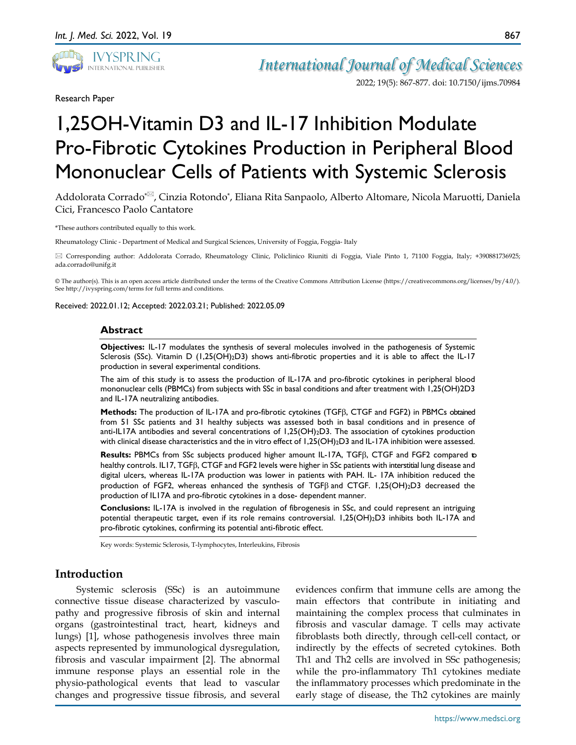Research Paper

# 1,25OH-Vitamin D3 and IL-17 Inhibition Modulate Pro-Fibrotic Cytokines Production in Peripheral Blood Mononuclear Cells of Patients with Systemic Sclerosis

Addolorata Corrado*✉, Cinzia Rotondo*, Eliana Rita Sanpaolo, Alberto Altomare, Nicola Maruotti, Daniela Cici, Francesco Paolo Cantatore

*These authors contributed equally to this work.

Rheumatology Clinic - Department of Medical and Surgical Sciences, University of Foggia, Foggia- Italy

✉ Corresponding author: Addolorata Corrado, Rheumatology Clinic, Policlinico Riuniti di Foggia, Viale Pinto 1, 71100 Foggia, Italy; +390881736925; ada.corrado@unifg.it

© The author(s). This is an open access article distributed under the terms of the Creative Commons Attribution License (https://creativecommons.org/licenses/by/4.0/). See http://ivyspring.com/terms for full terms and conditions.

Received: 2022.01.12; Accepted: 2022.03.21; Published: 2022.05.09

## Abstract

**Objectives:** IL-17 modulates the synthesis of several molecules involved in the pathogenesis of Systemic Sclerosis (SSc). Vitamin D ($1,25(OH)_2D3$) shows anti-fibrotic properties and it is able to affect the IL-17 production in several experimental conditions.

The aim of this study is to assess the production of IL-17A and pro-fibrotic cytokines in peripheral blood mononuclear cells (PBMCs) from subjects with SSc in basal conditions and after treatment with 1,25(OH)2D3 and IL-17A neutralizing antibodies.

**Methods:** The production of IL-17A and pro-fibrotic cytokines (TGFβ, CTGF and FGF2) in PBMCs obtained from 51 SSc patients and 31 healthy subjects was assessed both in basal conditions and in presence of anti-IL17A antibodies and several concentrations of $1,25(OH)_2D3$. The association of cytokines production with clinical disease characteristics and the in vitro effect of $1,25(OH)_2D3$ and IL-17A inhibition were assessed.

**Results:** PBMCs from SSc subjects produced higher amount IL-17A, TGFβ, CTGF and FGF2 compared to healthy controls. IL17, TGFβ, CTGF and FGF2 levels were higher in SSc patients with interstitial lung disease and digital ulcers, whereas IL-17A production was lower in patients with PAH. IL- 17A inhibition reduced the production of FGF2, whereas enhanced the synthesis of TGFβ and CTGF. $1,25(OH)_2D3$ decreased the production of IL17A and pro-fibrotic cytokines in a dose- dependent manner.

**Conclusions:** IL-17A is involved in the regulation of fibrogenesis in SSc, and could represent an intriguing potential therapeutic target, even if its role remains controversial. $1,25(OH)_2D3$ inhibits both IL-17A and pro-fibrotic cytokines, confirming its potential anti-fibrotic effect.

Key words: Systemic Sclerosis, T-lymphocytes, Interleukins, Fibrosis

## Introduction

Systemic sclerosis (SSc) is an autoimmune connective tissue disease characterized by vasculopathy and progressive fibrosis of skin and internal organs (gastrointestinal tract, heart, kidneys and lungs) [1], whose pathogenesis involves three main aspects represented by immunological dysregulation, fibrosis and vascular impairment [2]. The abnormal immune response plays an essential role in the physio-pathological events that lead to vascular changes and progressive tissue fibrosis, and several evidences confirm that immune cells are among the main effectors that contribute in initiating and maintaining the complex process that culminates in fibrosis and vascular damage. T cells may activate fibroblasts both directly, through cell-cell contact, or indirectly by the effects of secreted cytokines. Both Th1 and Th2 cells are involved in SSc pathogenesis; while the pro-inflammatory Th1 cytokines mediate the inflammatory processes which predominate in the early stage of disease, the Th2 cytokines are mainly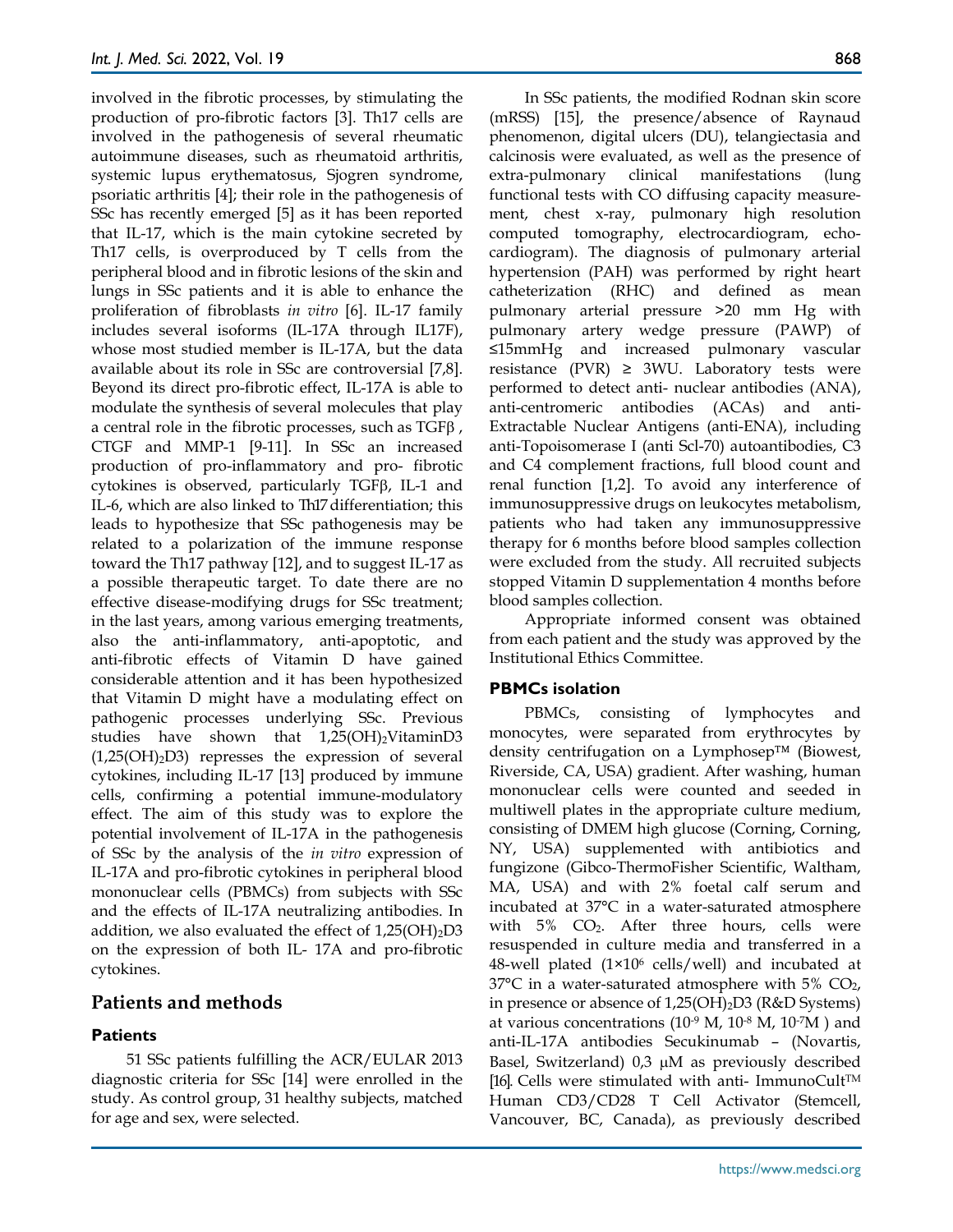involved in the fibrotic processes, by stimulating the production of pro-fibrotic factors [3]. Th17 cells are involved in the pathogenesis of several rheumatic autoimmune diseases, such as rheumatoid arthritis, systemic lupus erythematosus, Sjogren syndrome, psoriatic arthritis [4]; their role in the pathogenesis of SSc has recently emerged [5] as it has been reported that IL-17, which is the main cytokine secreted by Th17 cells, is overproduced by T cells from the peripheral blood and in fibrotic lesions of the skin and lungs in SSc patients and it is able to enhance the proliferation of fibroblasts *in vitro* [6]. IL-17 family includes several isoforms (IL-17A through IL17F), whose most studied member is IL-17A, but the data available about its role in SSc are controversial [7,8]. Beyond its direct pro-fibrotic effect, IL-17A is able to modulate the synthesis of several molecules that play a central role in the fibrotic processes, such as TGFβ , CTGF and MMP-1 [9-11]. In SSc an increased production of pro-inflammatory and pro- fibrotic cytokines is observed, particularly TGFβ, IL-1 and IL-6, which are also linked to Th17 differentiation; this leads to hypothesize that SSc pathogenesis may be related to a polarization of the immune response toward the Th17 pathway [12], and to suggest IL-17 as a possible therapeutic target. To date there are no effective disease-modifying drugs for SSc treatment; in the last years, among various emerging treatments, also the anti-inflammatory, anti-apoptotic, and anti-fibrotic effects of Vitamin D have gained considerable attention and it has been hypothesized that Vitamin D might have a modulating effect on pathogenic processes underlying SSc. Previous studies have shown that $1{,}25(OH)_2$VitaminD3 ($1{,}25(OH)_2D3$) represses the expression of several cytokines, including IL-17 [13] produced by immune cells, confirming a potential immune-modulatory effect. The aim of this study was to explore the potential involvement of IL-17A in the pathogenesis of SSc by the analysis of the *in vitro* expression of IL-17A and pro-fibrotic cytokines in peripheral blood mononuclear cells (PBMCs) from subjects with SSc and the effects of IL-17A neutralizing antibodies. In addition, we also evaluated the effect of $1{,}25(OH)_2D3$ on the expression of both IL- 17A and pro-fibrotic cytokines.

## Patients and methods

### Patients

51 SSc patients fulfilling the ACR/EULAR 2013 diagnostic criteria for SSc [14] were enrolled in the study. As control group, 31 healthy subjects, matched for age and sex, were selected.

In SSc patients, the modified Rodnan skin score (mRSS) [15], the presence/absence of Raynaud phenomenon, digital ulcers (DU), telangiectasia and calcinosis were evaluated, as well as the presence of extra-pulmonary clinical manifestations (lung functional tests with CO diffusing capacity measurement, chest x-ray, pulmonary high resolution computed tomography, electrocardiogram, echocardiogram). The diagnosis of pulmonary arterial hypertension (PAH) was performed by right heart catheterization (RHC) and defined as mean pulmonary arterial pressure >20 mm Hg with pulmonary artery wedge pressure (PAWP) of ≤15mmHg and increased pulmonary vascular resistance (PVR) ≥ 3WU. Laboratory tests were performed to detect anti- nuclear antibodies (ANA), anti-centromeric antibodies (ACAs) and anti-Extractable Nuclear Antigens (anti-ENA), including anti-Topoisomerase I (anti Scl-70) autoantibodies, C3 and C4 complement fractions, full blood count and renal function [1,2]. To avoid any interference of immunosuppressive drugs on leukocytes metabolism, patients who had taken any immunosuppressive therapy for 6 months before blood samples collection were excluded from the study. All recruited subjects stopped Vitamin D supplementation 4 months before blood samples collection.

Appropriate informed consent was obtained from each patient and the study was approved by the Institutional Ethics Committee.

### PBMCs isolation

PBMCs, consisting of lymphocytes and monocytes, were separated from erythrocytes by density centrifugation on a Lymphosep™ (Biowest, Riverside, CA, USA) gradient. After washing, human mononuclear cells were counted and seeded in multiwell plates in the appropriate culture medium, consisting of DMEM high glucose (Corning, Corning, NY, USA) supplemented with antibiotics and fungizone (Gibco-ThermoFisher Scientific, Waltham, MA, USA) and with 2% foetal calf serum and incubated at 37°C in a water-saturated atmosphere with 5% $CO_2$. After three hours, cells were resuspended in culture media and transferred in a 48-well plated ($1\times10^6$ cells/well) and incubated at 37°C in a water-saturated atmosphere with 5% $CO_2$, in presence or absence of $1{,}25(OH)_2D3$ (R&D Systems) at various concentrations ($10^{-9}$ M, $10^{-8}$ M, $10^{-7}$M ) and anti-IL-17A antibodies Secukinumab – (Novartis, Basel, Switzerland) 0,3 μM as previously described [16]. Cells were stimulated with anti- ImmunoCult™ Human CD3/CD28 T Cell Activator (Stemcell, Vancouver, BC, Canada), as previously described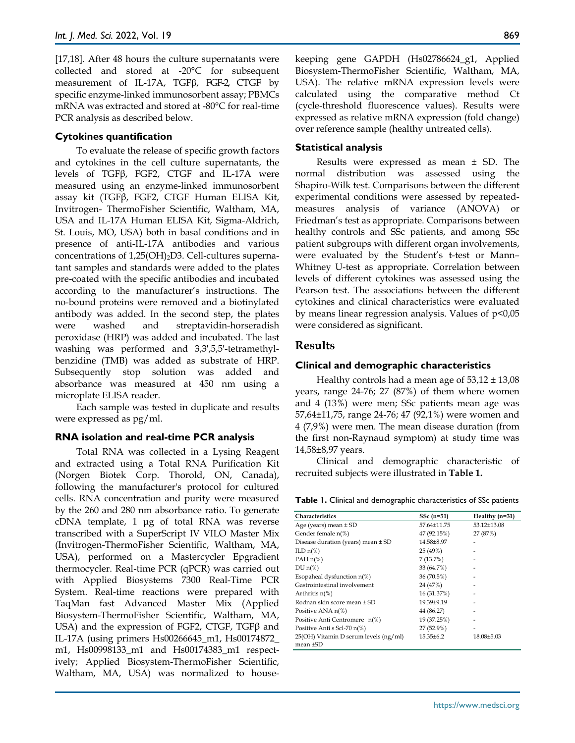[17,18]. After 48 hours the culture supernatants were collected and stored at -20°C for subsequent measurement of IL-17A, TGFβ, FGF-2, CTGF by specific enzyme-linked immunosorbent assay; PBMCs mRNA was extracted and stored at -80°C for real-time PCR analysis as described below.

### Cytokines quantification

To evaluate the release of specific growth factors and cytokines in the cell culture supernatants, the levels of TGFβ, FGF2, CTGF and IL-17A were measured using an enzyme-linked immunosorbent assay kit (TGFβ, FGF2, CTGF Human ELISA Kit, Invitrogen- ThermoFisher Scientific, Waltham, MA, USA and IL-17A Human ELISA Kit, Sigma-Aldrich, St. Louis, MO, USA) both in basal conditions and in presence of anti-IL-17A antibodies and various concentrations of 1,25(OH)$_2$D3. Cell-cultures supernatant samples and standards were added to the plates pre-coated with the specific antibodies and incubated according to the manufacturer's instructions. The no-bound proteins were removed and a biotinylated antibody was added. In the second step, the plates were washed and streptavidin-horseradish peroxidase (HRP) was added and incubated. The last washing was performed and 3,3′,5,5′-tetramethylbenzidine (TMB) was added as substrate of HRP. Subsequently stop solution was added and absorbance was measured at 450 nm using a microplate ELISA reader.

Each sample was tested in duplicate and results were expressed as pg/ml.

### RNA isolation and real-time PCR analysis

Total RNA was collected in a Lysing Reagent and extracted using a Total RNA Purification Kit (Norgen Biotek Corp. Thorold, ON, Canada), following the manufacturer's protocol for cultured cells. RNA concentration and purity were measured by the 260 and 280 nm absorbance ratio. To generate cDNA template, 1 μg of total RNA was reverse transcribed with a SuperScript IV VILO Master Mix (Invitrogen-ThermoFisher Scientific, Waltham, MA, USA), performed on a Mastercycler Epgradient thermocycler. Real-time PCR (qPCR) was carried out with Applied Biosystems 7300 Real-Time PCR System. Real-time reactions were prepared with TaqMan fast Advanced Master Mix (Applied Biosystem-ThermoFisher Scientific, Waltham, MA, USA) and the expression of FGF2, CTGF, TGFβ and IL-17A (using primers Hs00266645_m1, Hs00174872_m1, Hs00998133_m1 and Hs00174383_m1 respectively; Applied Biosystem-ThermoFisher Scientific, Waltham, MA, USA) was normalized to housekeeping gene GAPDH (Hs02786624_g1, Applied Biosystem-ThermoFisher Scientific, Waltham, MA, USA). The relative mRNA expression levels were calculated using the comparative method Ct (cycle-threshold fluorescence values). Results were expressed as relative mRNA expression (fold change) over reference sample (healthy untreated cells).

### Statistical analysis

Results were expressed as mean ± SD. The normal distribution was assessed using the Shapiro-Wilk test. Comparisons between the different experimental conditions were assessed by repeated-measures analysis of variance (ANOVA) or Friedman's test as appropriate. Comparisons between healthy controls and SSc patients, and among SSc patient subgroups with different organ involvements, were evaluated by the Student's t-test or Mann–Whitney U-test as appropriate. Correlation between levels of different cytokines was assessed using the Pearson test. The associations between the different cytokines and clinical characteristics were evaluated by means linear regression analysis. Values of $p<0,05$ were considered as significant.

## Results

### Clinical and demographic characteristics

Healthy controls had a mean age of 53,12 ± 13,08 years, range 24-76; 27 (87%) of them where women and 4 (13%) were men; SSc patients mean age was 57,64±11,75, range 24-76; 47 (92,1%) were women and 4 (7,9%) were men. The mean disease duration (from the first non-Raynaud symptom) at study time was 14,58±8,97 years.

Clinical and demographic characteristic of recruited subjects were illustrated in **Table 1.**

**Table 1.** Clinical and demographic characteristics of SSc patients

| Characteristics | SSc (n=51) | Healthy (n=31) |
|---|---|---|
| Age (years) mean ± SD | 57.64±11.75 | 53.12±13.08 |
| Gender female n(%) | 47 (92.15%) | 27 (87%) |
| Disease duration (years) mean ± SD | 14.58±8.97 | - |
| ILD n(%) | 25 (49%) | - |
| PAH n(%) | 7 (13.7%) | - |
| DU n(%) | 33 (64.7%) | - |
| Esopaheal dysfunction n(%) | 36 (70.5%) | - |
| Gastrointestinal involvement | 24 (47%) | - |
| Arthritis n(%) | 16 (31.37%) | - |
| Rodnan skin score mean ± SD | 19.39±9.19 | - |
| Positive ANA n(%) | 44 (86.27) | - |
| Positive Anti Centromere n(%) | 19 (37.25%) | - |
| Positive Anti s Scl-70 n(%) | 27 (52.9%) | - |
| 25(OH) Vitamin D serum levels (ng/ml) mean ±SD | 15.35±6.2 | 18.08±5.03 |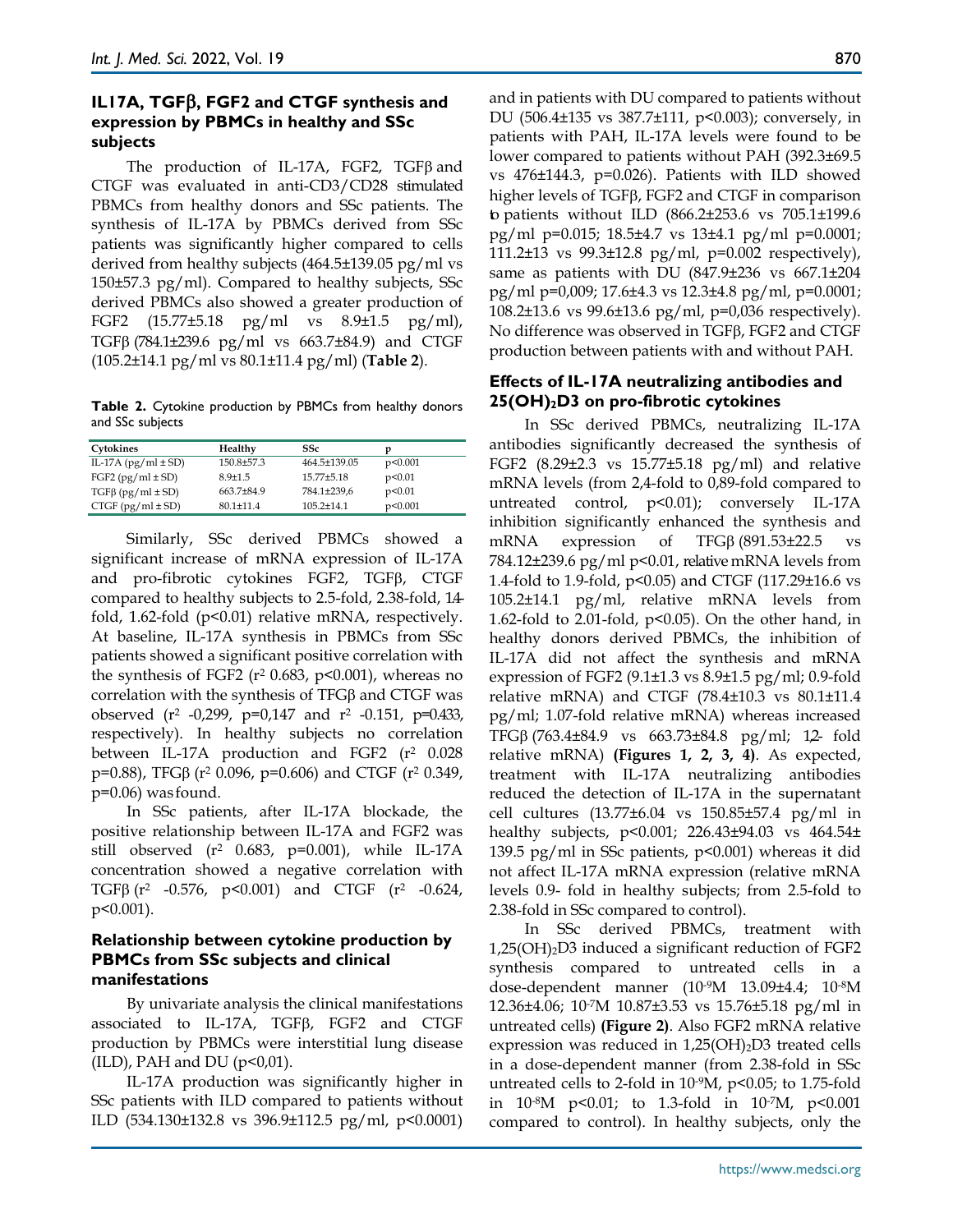### IL17A, TGFβ, FGF2 and CTGF synthesis and expression by PBMCs in healthy and SSc subjects

The production of IL-17A, FGF2, TGFβ and CTGF was evaluated in anti-CD3/CD28 stimulated PBMCs from healthy donors and SSc patients. The synthesis of IL-17A by PBMCs derived from SSc patients was significantly higher compared to cells derived from healthy subjects (464.5±139.05 pg/ml vs 150±57.3 pg/ml). Compared to healthy subjects, SSc derived PBMCs also showed a greater production of FGF2 (15.77±5.18 pg/ml vs 8.9±1.5 pg/ml), TGFβ (784.1±239.6 pg/ml vs 663.7±84.9) and CTGF (105.2±14.1 pg/ml vs 80.1±11.4 pg/ml) (**Table 2**).

**Table 2.** Cytokine production by PBMCs from healthy donors and SSc subjects

| Cytokines | Healthy | SSc | p |
|---|---|---|---|
| IL-17A (pg/ml ± SD) | 150.8±57.3 | 464.5±139.05 | p<0.001 |
| FGF2 (pg/ml ± SD) | 8.9±1.5 | 15.77±5.18 | p<0.01 |
| TGFβ (pg/ml ± SD) | 663.7±84.9 | 784.1±239,6 | p<0.01 |
| CTGF (pg/ml ± SD) | 80.1±11.4 | 105.2±14.1 | p<0.001 |

Similarly, SSc derived PBMCs showed a significant increase of mRNA expression of IL-17A and pro-fibrotic cytokines FGF2, TGFβ, CTGF compared to healthy subjects to 2.5-fold, 2.38-fold, 1.4-fold, 1.62-fold ($p<0.01$) relative mRNA, respectively. At baseline, IL-17A synthesis in PBMCs from SSc patients showed a significant positive correlation with the synthesis of FGF2 ($r^2$ 0.683, $p<0.001$), whereas no correlation with the synthesis of TGFβ and CTGF was observed ($r^2$ -0,299, p=0,147 and $r^2$ -0.151, p=0.433, respectively). In healthy subjects no correlation between IL-17A production and FGF2 ($r^2$ 0.028 p=0.88), TGFβ ($r^2$ 0.096, p=0.606) and CTGF ($r^2$ 0.349, p=0.06) was found.

In SSc patients, after IL-17A blockade, the positive relationship between IL-17A and FGF2 was still observed ($r^2$ 0.683, p=0.001), while IL-17A concentration showed a negative correlation with TGFβ ($r^2$ -0.576, $p<0.001$) and CTGF ($r^2$ -0.624, $p<0.001$).

### Relationship between cytokine production by PBMCs from SSc subjects and clinical manifestations

By univariate analysis the clinical manifestations associated to IL-17A, TGFβ, FGF2 and CTGF production by PBMCs were interstitial lung disease (ILD), PAH and DU ($p<0,01$).

IL-17A production was significantly higher in SSc patients with ILD compared to patients without ILD (534.130±132.8 vs 396.9±112.5 pg/ml, $p<0.0001$) and in patients with DU compared to patients without DU (506.4±135 vs 387.7±111, $p<0.003$); conversely, in patients with PAH, IL-17A levels were found to be lower compared to patients without PAH (392.3±69.5 vs 476±144.3, p=0.026). Patients with ILD showed higher levels of TGFβ, FGF2 and CTGF in comparison to patients without ILD (866.2±253.6 vs 705.1±199.6 pg/ml p=0.015; 18.5±4.7 vs 13±4.1 pg/ml p=0.0001; 111.2±13 vs 99.3±12.8 pg/ml, p=0.002 respectively), same as patients with DU (847.9±236 vs 667.1±204 pg/ml p=0,009; 17.6±4.3 vs 12.3±4.8 pg/ml, p=0.0001; 108.2±13.6 vs 99.6±13.6 pg/ml, p=0,036 respectively). No difference was observed in TGFβ, FGF2 and CTGF production between patients with and without PAH.

### Effects of IL-17A neutralizing antibodies and 25(OH)$_2$D3 on pro-fibrotic cytokines

In SSc derived PBMCs, neutralizing IL-17A antibodies significantly decreased the synthesis of FGF2 (8.29±2.3 vs 15.77±5.18 pg/ml) and relative mRNA levels (from 2,4-fold to 0,89-fold compared to untreated control, $p<0.01$); conversely IL-17A inhibition significantly enhanced the synthesis and mRNA expression of TFGβ (891.53±22.5 vs 784.12±239.6 pg/ml $p<0.01$, relative mRNA levels from 1.4-fold to 1.9-fold, $p<0.05$) and CTGF (117.29±16.6 vs 105.2±14.1 pg/ml, relative mRNA levels from 1.62-fold to 2.01-fold, $p<0.05$). On the other hand, in healthy donors derived PBMCs, the inhibition of IL-17A did not affect the synthesis and mRNA expression of FGF2 (9.1±1.3 vs 8.9±1.5 pg/ml; 0.9-fold relative mRNA) and CTGF (78.4±10.3 vs 80.1±11.4 pg/ml; 1.07-fold relative mRNA) whereas increased TGFβ (763.4±84.9 vs 663.73±84.8 pg/ml; 1,2- fold relative mRNA) **(Figures 1, 2, 3, 4)**. As expected, treatment with IL-17A neutralizing antibodies reduced the detection of IL-17A in the supernatant cell cultures (13.77±6.04 vs 150.85±57.4 pg/ml in healthy subjects, $p<0.001$; 226.43±94.03 vs 464.54± 139.5 pg/ml in SSc patients, $p<0.001$) whereas it did not affect IL-17A mRNA expression (relative mRNA levels 0.9- fold in healthy subjects; from 2.5-fold to 2.38-fold in SSc compared to control).

In SSc derived PBMCs, treatment with 1,25(OH)$_2$D3 induced a significant reduction of FGF2 synthesis compared to untreated cells in a dose-dependent manner ($10^{-9}$M 13.09±4.4; $10^{-8}$M 12.36±4.06; $10^{-7}$M 10.87±3.53 vs 15.76±5.18 pg/ml in untreated cells) **(Figure 2)**. Also FGF2 mRNA relative expression was reduced in 1,25(OH)$_2$D3 treated cells in a dose-dependent manner (from 2.38-fold in SSc untreated cells to 2-fold in $10^{-9}$M, $p<0.05$; to 1.75-fold in $10^{-8}$M $p<0.01$; to 1.3-fold in $10^{-7}$M, $p<0.001$ compared to control). In healthy subjects, only the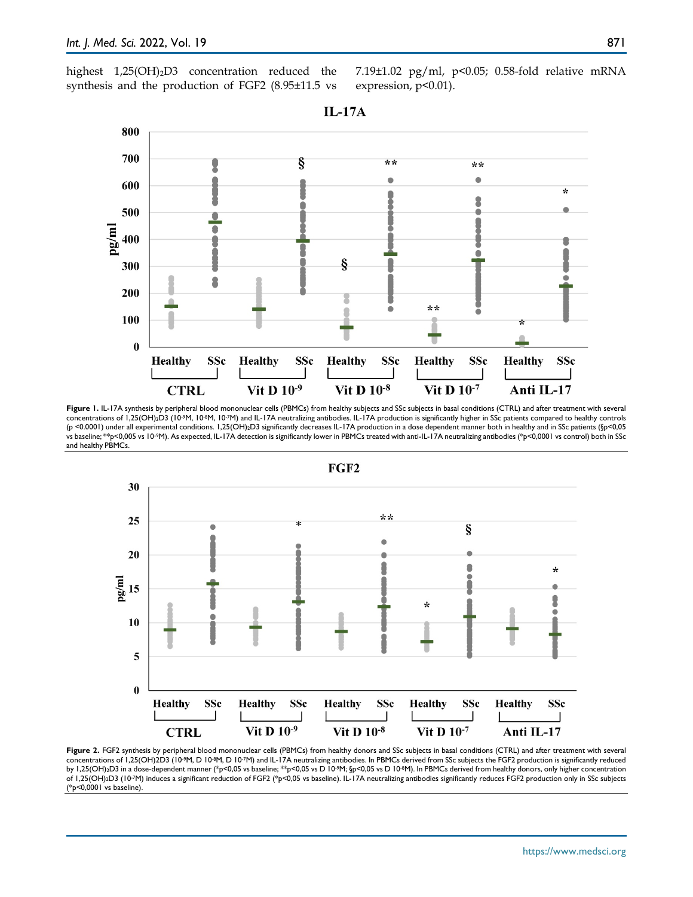highest $1,25(OH)_2D3$ concentration reduced the synthesis and the production of FGF2 (8.95±11.5 vs 7.19±1.02 pg/ml, $p<0.05$; 0.58-fold relative mRNA expression, $p<0.01$).

**Figure 1.** IL-17A synthesis by peripheral blood mononuclear cells (PBMCs) from healthy subjects and SSc subjects in basal conditions (CTRL) and after treatment with several concentrations of $1,25(OH)_2D3$ ($10^{-9}$M, $10^{-8}$M, $10^{-7}$M) and IL-17A neutralizing antibodies. IL-17A production is significantly higher in SSc patients compared to healthy controls ($p<0.0001$) under all experimental conditions. $1,25(OH)_2D3$ significantly decreases IL-17A production in a dose dependent manner both in healthy and in SSc patients (§p<0,05 vs baseline; **p<0,005 vs $10^{-9}$M). As expected, IL-17A detection is significantly lower in PBMCs treated with anti-IL-17A neutralizing antibodies (*p<0,0001 vs control) both in SSc and healthy PBMCs.

**Figure 2.** FGF2 synthesis by peripheral blood mononuclear cells (PBMCs) from healthy donors and SSc subjects in basal conditions (CTRL) and after treatment with several concentrations of $1,25(OH)2D3$ ($10^{-9}$M, D $10^{-8}$M, D $10^{-7}$M) and IL-17A neutralizing antibodies. In PBMCs derived from SSc subjects the FGF2 production is significantly reduced by $1,25(OH)_2D3$ in a dose-dependent manner (*p<0,05 vs baseline; **p<0,05 vs D $10^{-9}$M; §p<0,05 vs D $10^{-8}$M). In PBMCs derived from healthy donors, only higher concentration of $1,25(OH)_2D3$ ($10^{-7}$M) induces a significant reduction of FGF2 (*p<0,05 vs baseline). IL-17A neutralizing antibodies significantly reduces FGF2 production only in SSc subjects (*p<0,0001 vs baseline).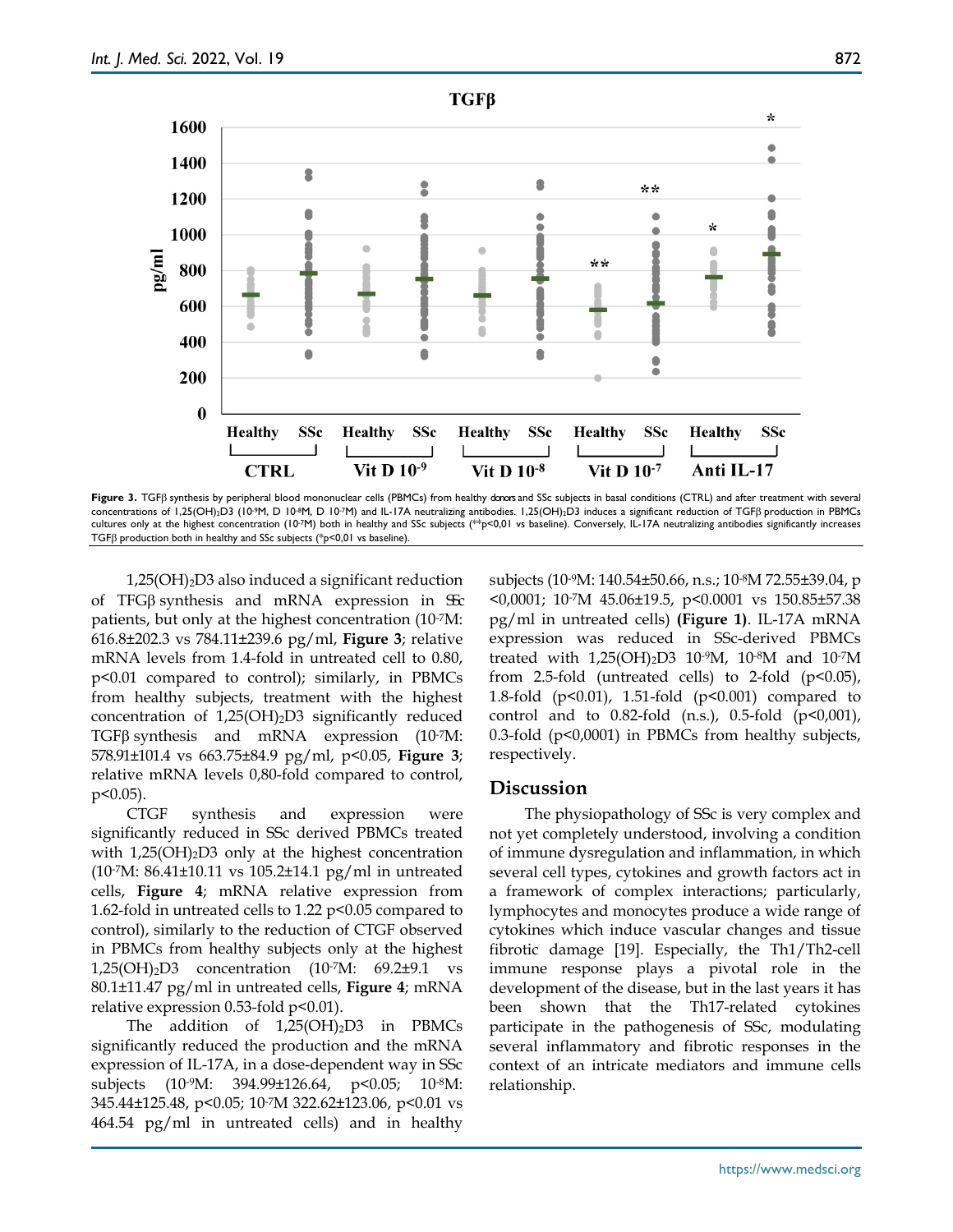**Figure 3.** TGFβ synthesis by peripheral blood mononuclear cells (PBMCs) from healthy donors and SSc subjects in basal conditions (CTRL) and after treatment with several concentrations of $1,25(OH)_2D3$ ($10^{-9}$M, D $10^{-8}$M, D $10^{-7}$M) and IL-17A neutralizing antibodies. $1,25(OH)_2D3$ induces a significant reduction of TGFβ production in PBMCs cultures only at the highest concentration ($10^{-7}$M) both in healthy and SSc subjects (**p<0,01 vs baseline). Conversely, IL-17A neutralizing antibodies significantly increases TGFβ production both in healthy and SSc subjects (*p<0,01 vs baseline).

$1,25(OH)_2D3$ also induced a significant reduction of TFGβ synthesis and mRNA expression in SSc patients, but only at the highest concentration ($10^{-7}$M: 616.8±202.3 vs 784.11±239.6 pg/ml, **Figure 3**; relative mRNA levels from 1.4-fold in untreated cell to 0.80, p<0.01 compared to control); similarly, in PBMCs from healthy subjects, treatment with the highest concentration of $1,25(OH)_2D3$ significantly reduced TGFβ synthesis and mRNA expression ($10^{-7}$M: 578.91±101.4 vs 663.75±84.9 pg/ml, p<0.05, **Figure 3**; relative mRNA levels 0,80-fold compared to control, p<0.05).

CTGF synthesis and expression were significantly reduced in SSc derived PBMCs treated with $1,25(OH)_2D3$ only at the highest concentration ($10^{-7}$M: 86.41±10.11 vs 105.2±14.1 pg/ml in untreated cells, **Figure 4**; mRNA relative expression from 1.62-fold in untreated cells to 1.22 p<0.05 compared to control), similarly to the reduction of CTGF observed in PBMCs from healthy subjects only at the highest $1,25(OH)_2D3$ concentration ($10^{-7}$M: 69.2±9.1 vs 80.1±11.47 pg/ml in untreated cells, **Figure 4**; mRNA relative expression 0.53-fold p<0.01).

The addition of $1,25(OH)_2D3$ in PBMCs significantly reduced the production and the mRNA expression of IL-17A, in a dose-dependent way in SSc subjects ($10^{-9}$M: 394.99±126.64, p<0.05; $10^{-8}$M: 345.44±125.48, p<0.05; $10^{-7}$M 322.62±123.06, p<0.01 vs 464.54 pg/ml in untreated cells) and in healthy subjects ($10^{-9}$M: 140.54±50.66, n.s.; $10^{-8}$M 72.55±39.04, p <0,0001; $10^{-7}$M 45.06±19.5, p<0.0001 vs 150.85±57.38 pg/ml in untreated cells) **(Figure 1)**. IL-17A mRNA expression was reduced in SSc-derived PBMCs treated with $1,25(OH)_2D3$ $10^{-9}$M, $10^{-8}$M and $10^{-7}$M from 2.5-fold (untreated cells) to 2-fold (p<0.05), 1.8-fold (p<0.01), 1.51-fold (p<0.001) compared to control and to 0.82-fold (n.s.), 0.5-fold (p<0,001), 0.3-fold (p<0,0001) in PBMCs from healthy subjects, respectively.

## Discussion

The physiopathology of SSc is very complex and not yet completely understood, involving a condition of immune dysregulation and inflammation, in which several cell types, cytokines and growth factors act in a framework of complex interactions; particularly, lymphocytes and monocytes produce a wide range of cytokines which induce vascular changes and tissue fibrotic damage [19]. Especially, the Th1/Th2-cell immune response plays a pivotal role in the development of the disease, but in the last years it has been shown that the Th17-related cytokines participate in the pathogenesis of SSc, modulating several inflammatory and fibrotic responses in the context of an intricate mediators and immune cells relationship.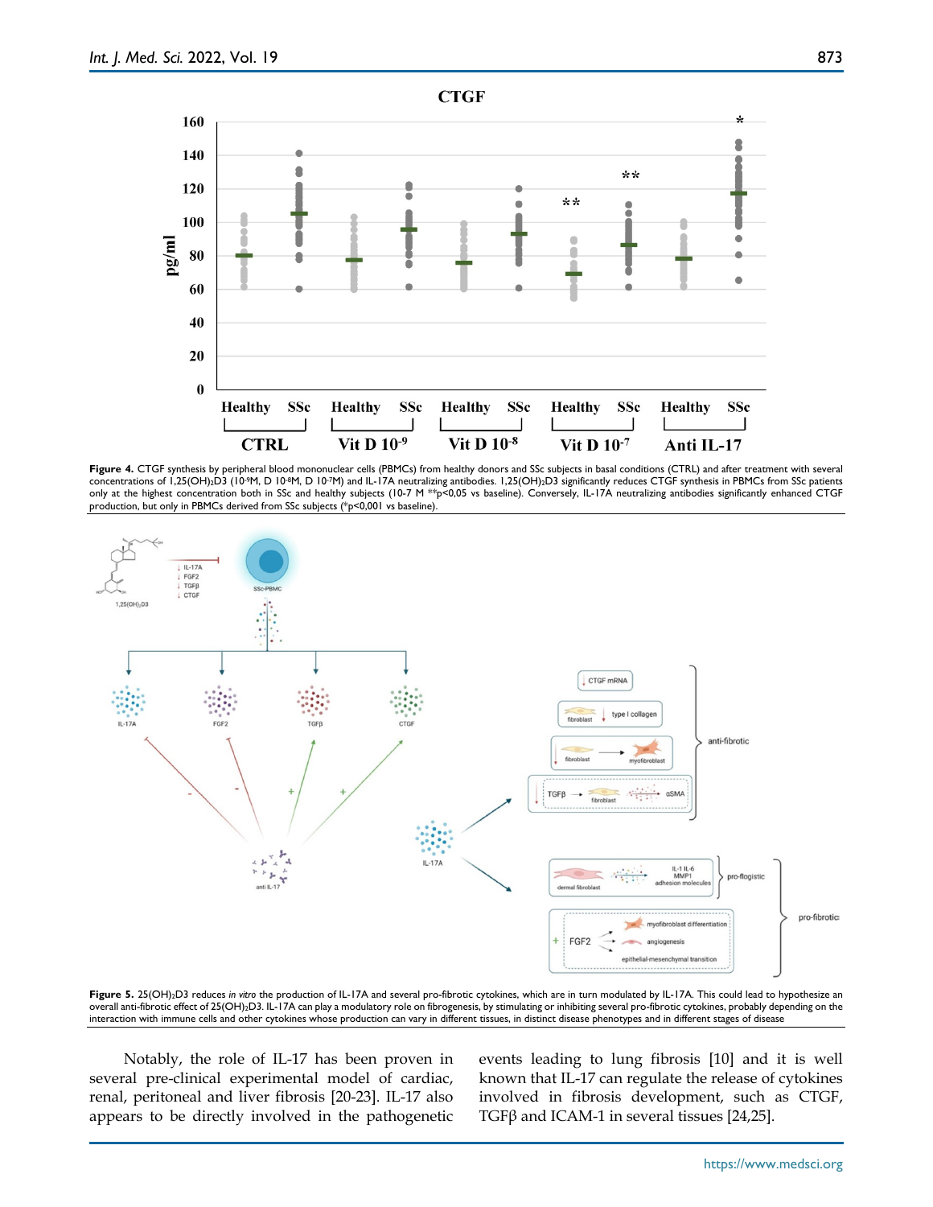**Figure 4.** CTGF synthesis by peripheral blood mononuclear cells (PBMCs) from healthy donors and SSc subjects in basal conditions (CTRL) and after treatment with several concentrations of $1,25(OH)_2D3$ ($10^{-9}$M, D $10^{-8}$M, D $10^{-7}$M) and IL-17A neutralizing antibodies. 1,25(OH)2D3 significantly reduces CTGF synthesis in PBMCs from SSc patients only at the highest concentration both in SSc and healthy subjects (10-7 M **p<0,05 vs baseline). Conversely, IL-17A neutralizing antibodies significantly enhanced CTGF production, but only in PBMCs derived from SSc subjects (*p<0,001 vs baseline).

**Figure 5.** $25(OH)_2D3$ reduces *in vitro* the production of IL-17A and several pro-fibrotic cytokines, which are in turn modulated by IL-17A. This could lead to hypothesize an overall anti-fibrotic effect of $25(OH)_2D3$. IL-17A can play a modulatory role on fibrogenesis, by stimulating or inhibiting several pro-fibrotic cytokines, probably depending on the interaction with immune cells and other cytokines whose production can vary in different tissues, in distinct disease phenotypes and in different stages of disease

Notably, the role of IL-17 has been proven in several pre-clinical experimental model of cardiac, renal, peritoneal and liver fibrosis [20-23]. IL-17 also appears to be directly involved in the pathogenetic events leading to lung fibrosis [10] and it is well known that IL-17 can regulate the release of cytokines involved in fibrosis development, such as CTGF, TGFβ and ICAM-1 in several tissues [24,25].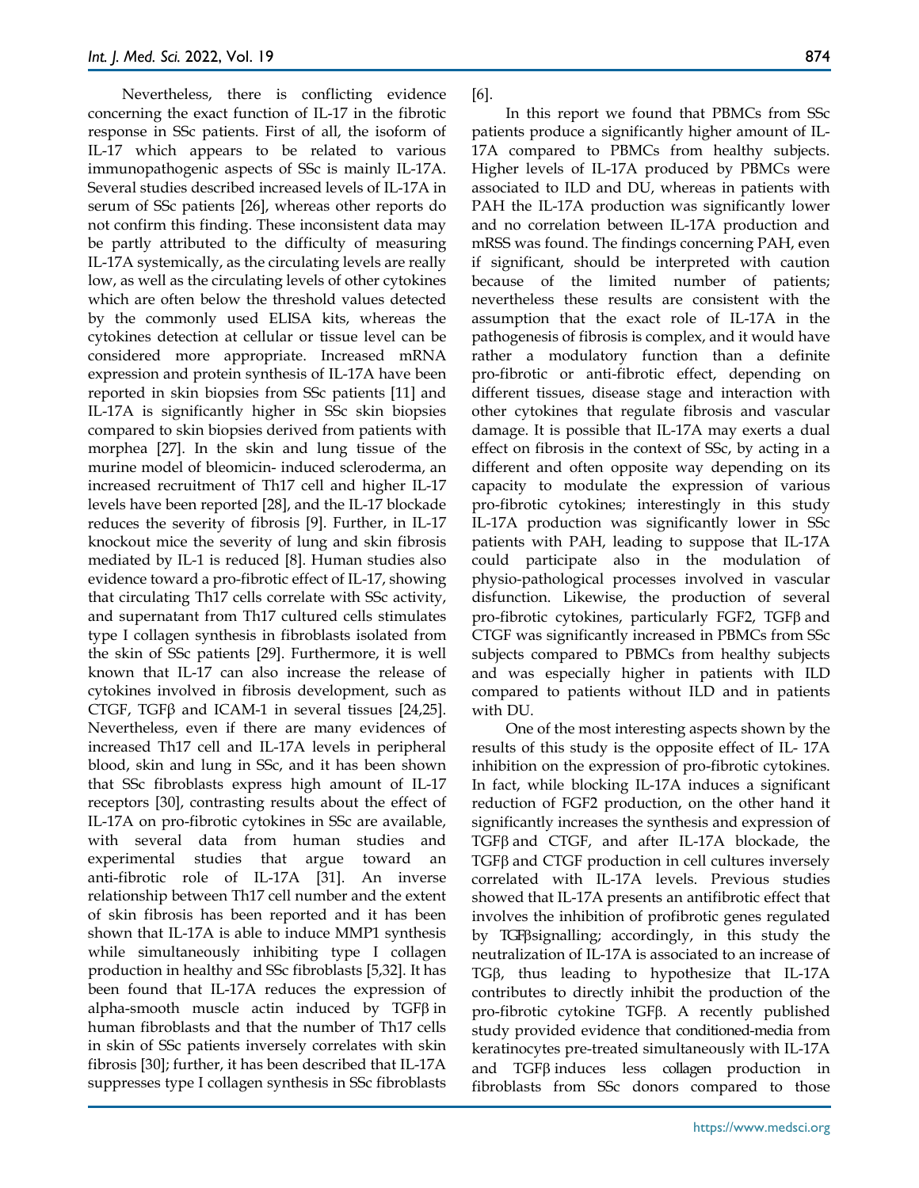Nevertheless, there is conflicting evidence concerning the exact function of IL-17 in the fibrotic response in SSc patients. First of all, the isoform of IL-17 which appears to be related to various immunopathogenic aspects of SSc is mainly IL-17A. Several studies described increased levels of IL-17A in serum of SSc patients [26], whereas other reports do not confirm this finding. These inconsistent data may be partly attributed to the difficulty of measuring IL-17A systemically, as the circulating levels are really low, as well as the circulating levels of other cytokines which are often below the threshold values detected by the commonly used ELISA kits, whereas the cytokines detection at cellular or tissue level can be considered more appropriate. Increased mRNA expression and protein synthesis of IL-17A have been reported in skin biopsies from SSc patients [11] and IL-17A is significantly higher in SSc skin biopsies compared to skin biopsies derived from patients with morphea [27]. In the skin and lung tissue of the murine model of bleomicin- induced scleroderma, an increased recruitment of Th17 cell and higher IL-17 levels have been reported [28], and the IL-17 blockade reduces the severity of fibrosis [9]. Further, in IL-17 knockout mice the severity of lung and skin fibrosis mediated by IL-1 is reduced [8]. Human studies also evidence toward a pro-fibrotic effect of IL-17, showing that circulating Th17 cells correlate with SSc activity, and supernatant from Th17 cultured cells stimulates type I collagen synthesis in fibroblasts isolated from the skin of SSc patients [29]. Furthermore, it is well known that IL-17 can also increase the release of cytokines involved in fibrosis development, such as CTGF, TGFβ and ICAM-1 in several tissues [24,25]. Nevertheless, even if there are many evidences of increased Th17 cell and IL-17A levels in peripheral blood, skin and lung in SSc, and it has been shown that SSc fibroblasts express high amount of IL-17 receptors [30], contrasting results about the effect of IL-17A on pro-fibrotic cytokines in SSc are available, with several data from human studies and experimental studies that argue toward an anti-fibrotic role of IL-17A [31]. An inverse relationship between Th17 cell number and the extent of skin fibrosis has been reported and it has been shown that IL-17A is able to induce MMP1 synthesis while simultaneously inhibiting type I collagen production in healthy and SSc fibroblasts [5,32]. It has been found that IL-17A reduces the expression of alpha-smooth muscle actin induced by TGFβ in human fibroblasts and that the number of Th17 cells in skin of SSc patients inversely correlates with skin fibrosis [30]; further, it has been described that IL-17A suppresses type I collagen synthesis in SSc fibroblasts [6].

In this report we found that PBMCs from SSc patients produce a significantly higher amount of IL-17A compared to PBMCs from healthy subjects. Higher levels of IL-17A produced by PBMCs were associated to ILD and DU, whereas in patients with PAH the IL-17A production was significantly lower and no correlation between IL-17A production and mRSS was found. The findings concerning PAH, even if significant, should be interpreted with caution because of the limited number of patients; nevertheless these results are consistent with the assumption that the exact role of IL-17A in the pathogenesis of fibrosis is complex, and it would have rather a modulatory function than a definite pro-fibrotic or anti-fibrotic effect, depending on different tissues, disease stage and interaction with other cytokines that regulate fibrosis and vascular damage. It is possible that IL-17A may exerts a dual effect on fibrosis in the context of SSc, by acting in a different and often opposite way depending on its capacity to modulate the expression of various pro-fibrotic cytokines; interestingly in this study IL-17A production was significantly lower in SSc patients with PAH, leading to suppose that IL-17A could participate also in the modulation of physio-pathological processes involved in vascular disfunction. Likewise, the production of several pro-fibrotic cytokines, particularly FGF2, TGFβ and CTGF was significantly increased in PBMCs from SSc subjects compared to PBMCs from healthy subjects and was especially higher in patients with ILD compared to patients without ILD and in patients with DU.

One of the most interesting aspects shown by the results of this study is the opposite effect of IL- 17A inhibition on the expression of pro-fibrotic cytokines. In fact, while blocking IL-17A induces a significant reduction of FGF2 production, on the other hand it significantly increases the synthesis and expression of TGFβ and CTGF, and after IL-17A blockade, the TGFβ and CTGF production in cell cultures inversely correlated with IL-17A levels. Previous studies showed that IL-17A presents an antifibrotic effect that involves the inhibition of profibrotic genes regulated by TGFβsignalling; accordingly, in this study the neutralization of IL-17A is associated to an increase of TGβ, thus leading to hypothesize that IL-17A contributes to directly inhibit the production of the pro-fibrotic cytokine TGFβ. A recently published study provided evidence that conditioned-media from keratinocytes pre-treated simultaneously with IL-17A and TGFβ induces less collagen production in fibroblasts from SSc donors compared to those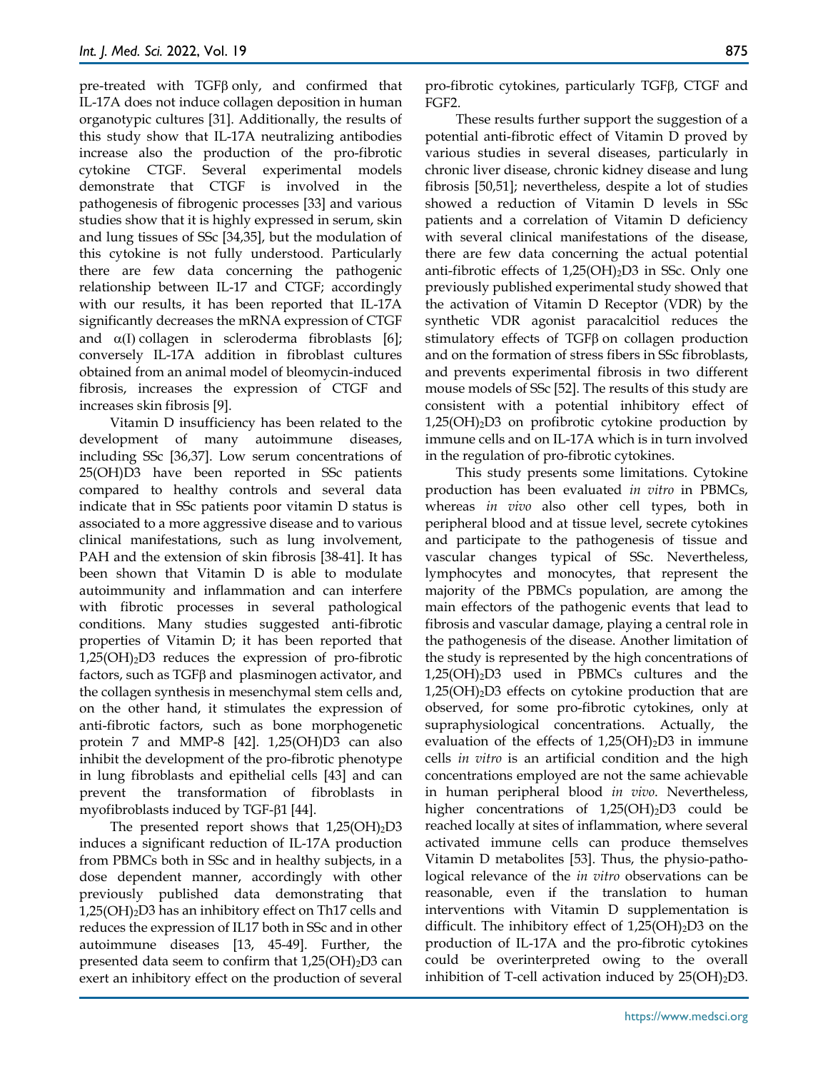pre-treated with TGFβ only, and confirmed that IL-17A does not induce collagen deposition in human organotypic cultures [31]. Additionally, the results of this study show that IL-17A neutralizing antibodies increase also the production of the pro-fibrotic cytokine CTGF. Several experimental models demonstrate that CTGF is involved in the pathogenesis of fibrogenic processes [33] and various studies show that it is highly expressed in serum, skin and lung tissues of SSc [34,35], but the modulation of this cytokine is not fully understood. Particularly there are few data concerning the pathogenic relationship between IL-17 and CTGF; accordingly with our results, it has been reported that IL-17A significantly decreases the mRNA expression of CTGF and α(I) collagen in scleroderma fibroblasts [6]; conversely IL-17A addition in fibroblast cultures obtained from an animal model of bleomycin-induced fibrosis, increases the expression of CTGF and increases skin fibrosis [9].

Vitamin D insufficiency has been related to the development of many autoimmune diseases, including SSc [36,37]. Low serum concentrations of 25(OH)D3 have been reported in SSc patients compared to healthy controls and several data indicate that in SSc patients poor vitamin D status is associated to a more aggressive disease and to various clinical manifestations, such as lung involvement, PAH and the extension of skin fibrosis [38-41]. It has been shown that Vitamin D is able to modulate autoimmunity and inflammation and can interfere with fibrotic processes in several pathological conditions. Many studies suggested anti-fibrotic properties of Vitamin D; it has been reported that $1,25(OH)_2D3$ reduces the expression of pro-fibrotic factors, such as TGFβ and plasminogen activator, and the collagen synthesis in mesenchymal stem cells and, on the other hand, it stimulates the expression of anti-fibrotic factors, such as bone morphogenetic protein 7 and MMP-8 [42]. 1,25(OH)D3 can also inhibit the development of the pro-fibrotic phenotype in lung fibroblasts and epithelial cells [43] and can prevent the transformation of fibroblasts in myofibroblasts induced by TGF-β1 [44].

The presented report shows that $1,25(OH)_2D3$ induces a significant reduction of IL-17A production from PBMCs both in SSc and in healthy subjects, in a dose dependent manner, accordingly with other previously published data demonstrating that $1,25(OH)_2D3$ has an inhibitory effect on Th17 cells and reduces the expression of IL17 both in SSc and in other autoimmune diseases [13, 45-49]. Further, the presented data seem to confirm that $1,25(OH)_2D3$ can exert an inhibitory effect on the production of several pro-fibrotic cytokines, particularly TGFβ, CTGF and FGF2.

These results further support the suggestion of a potential anti-fibrotic effect of Vitamin D proved by various studies in several diseases, particularly in chronic liver disease, chronic kidney disease and lung fibrosis [50,51]; nevertheless, despite a lot of studies showed a reduction of Vitamin D levels in SSc patients and a correlation of Vitamin D deficiency with several clinical manifestations of the disease, there are few data concerning the actual potential anti-fibrotic effects of $1,25(OH)_2D3$ in SSc. Only one previously published experimental study showed that the activation of Vitamin D Receptor (VDR) by the synthetic VDR agonist paracalcitiol reduces the stimulatory effects of TGFβ on collagen production and on the formation of stress fibers in SSc fibroblasts, and prevents experimental fibrosis in two different mouse models of SSc [52]. The results of this study are consistent with a potential inhibitory effect of $1,25(OH)_2D3$ on profibrotic cytokine production by immune cells and on IL-17A which is in turn involved in the regulation of pro-fibrotic cytokines.

This study presents some limitations. Cytokine production has been evaluated *in vitro* in PBMCs, whereas *in vivo* also other cell types, both in peripheral blood and at tissue level, secrete cytokines and participate to the pathogenesis of tissue and vascular changes typical of SSc. Nevertheless, lymphocytes and monocytes, that represent the majority of the PBMCs population, are among the main effectors of the pathogenic events that lead to fibrosis and vascular damage, playing a central role in the pathogenesis of the disease. Another limitation of the study is represented by the high concentrations of $1,25(OH)_2D3$ used in PBMCs cultures and the $1,25(OH)_2D3$ effects on cytokine production that are observed, for some pro-fibrotic cytokines, only at supraphysiological concentrations. Actually, the evaluation of the effects of $1,25(OH)_2D3$ in immune cells *in vitro* is an artificial condition and the high concentrations employed are not the same achievable in human peripheral blood *in vivo*. Nevertheless, higher concentrations of $1,25(OH)_2D3$ could be reached locally at sites of inflammation, where several activated immune cells can produce themselves Vitamin D metabolites [53]. Thus, the physio-pathological relevance of the *in vitro* observations can be reasonable, even if the translation to human interventions with Vitamin D supplementation is difficult. The inhibitory effect of $1,25(OH)_2D3$ on the production of IL-17A and the pro-fibrotic cytokines could be overinterpreted owing to the overall inhibition of T-cell activation induced by $25(OH)_2D3$.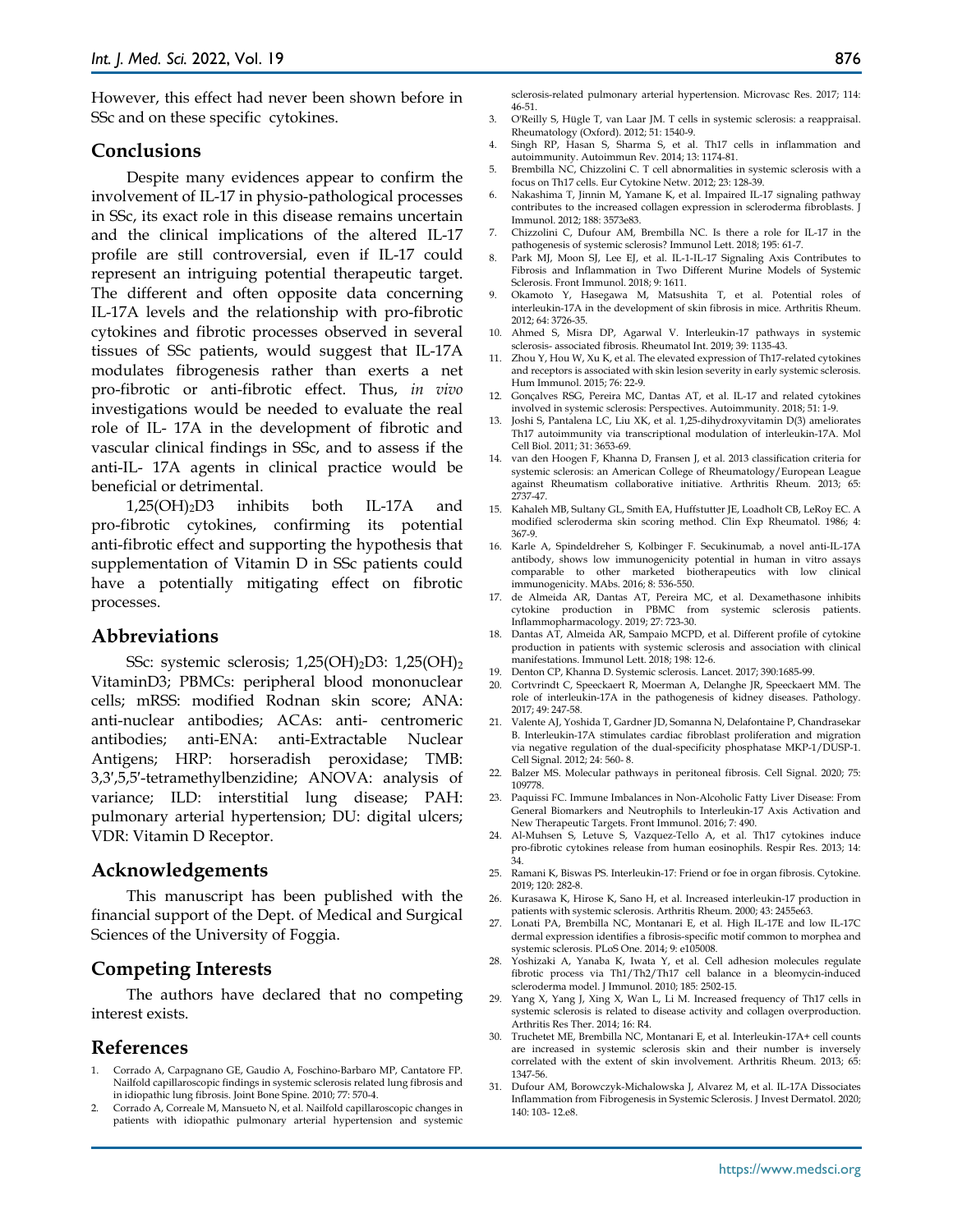However, this effect had never been shown before in SSc and on these specific cytokines.

## Conclusions

Despite many evidences appear to confirm the involvement of IL-17 in physio-pathological processes in SSc, its exact role in this disease remains uncertain and the clinical implications of the altered IL-17 profile are still controversial, even if IL-17 could represent an intriguing potential therapeutic target. The different and often opposite data concerning IL-17A levels and the relationship with pro-fibrotic cytokines and fibrotic processes observed in several tissues of SSc patients, would suggest that IL-17A modulates fibrogenesis rather than exerts a net pro-fibrotic or anti-fibrotic effect. Thus, *in vivo* investigations would be needed to evaluate the real role of IL- 17A in the development of fibrotic and vascular clinical findings in SSc, and to assess if the anti-IL- 17A agents in clinical practice would be beneficial or detrimental.

$1,25(OH)_2D3$ inhibits both IL-17A and pro-fibrotic cytokines, confirming its potential anti-fibrotic effect and supporting the hypothesis that supplementation of Vitamin D in SSc patients could have a potentially mitigating effect on fibrotic processes.

## Abbreviations

SSc: systemic sclerosis; $1,25(OH)_2D3$: $1,25(OH)_2$ VitaminD3; PBMCs: peripheral blood mononuclear cells; mRSS: modified Rodnan skin score; ANA: anti-nuclear antibodies; ACAs: anti- centromeric antibodies; anti-ENA: anti-Extractable Nuclear Antigens; HRP: horseradish peroxidase; TMB: 3,3′,5,5′-tetramethylbenzidine; ANOVA: analysis of variance; ILD: interstitial lung disease; PAH: pulmonary arterial hypertension; DU: digital ulcers; VDR: Vitamin D Receptor.

## Acknowledgements

This manuscript has been published with the financial support of the Dept. of Medical and Surgical Sciences of the University of Foggia.

## Competing Interests

The authors have declared that no competing interest exists.

## References

1. Corrado A, Carpagnano GE, Gaudio A, Foschino-Barbaro MP, Cantatore FP. Nailfold capillaroscopic findings in systemic sclerosis related lung fibrosis and in idiopathic lung fibrosis. Joint Bone Spine. 2010; 77: 570-4.
2. Corrado A, Correale M, Mansueto N, et al. Nailfold capillaroscopic changes in patients with idiopathic pulmonary arterial hypertension and systemic sclerosis-related pulmonary arterial hypertension. Microvasc Res. 2017; 114: 46-51.
3. O'Reilly S, Hügle T, van Laar JM. T cells in systemic sclerosis: a reappraisal. Rheumatology (Oxford). 2012; 51: 1540-9.
4. Singh RP, Hasan S, Sharma S, et al. Th17 cells in inflammation and autoimmunity. Autoimmun Rev. 2014; 13: 1174-81.
5. Brembilla NC, Chizzolini C. T cell abnormalities in systemic sclerosis with a focus on Th17 cells. Eur Cytokine Netw. 2012; 23: 128-39.
6. Nakashima T, Jinnin M, Yamane K, et al. Impaired IL-17 signaling pathway contributes to the increased collagen expression in scleroderma fibroblasts. J Immunol. 2012; 188: 3573e83.
7. Chizzolini C, Dufour AM, Brembilla NC. Is there a role for IL-17 in the pathogenesis of systemic sclerosis? Immunol Lett. 2018; 195: 61-7.
8. Park MJ, Moon SJ, Lee EJ, et al. IL-1-IL-17 Signaling Axis Contributes to Fibrosis and Inflammation in Two Different Murine Models of Systemic Sclerosis. Front Immunol. 2018; 9: 1611.
9. Okamoto Y, Hasegawa M, Matsushita T, et al. Potential roles of interleukin-17A in the development of skin fibrosis in mice. Arthritis Rheum. 2012; 64: 3726-35.
10. Ahmed S, Misra DP, Agarwal V. Interleukin-17 pathways in systemic sclerosis- associated fibrosis. Rheumatol Int. 2019; 39: 1135-43.
11. Zhou Y, Hou W, Xu K, et al. The elevated expression of Th17-related cytokines and receptors is associated with skin lesion severity in early systemic sclerosis. Hum Immunol. 2015; 76: 22-9.
12. Gonçalves RSG, Pereira MC, Dantas AT, et al. IL-17 and related cytokines involved in systemic sclerosis: Perspectives. Autoimmunity. 2018; 51: 1-9.
13. Joshi S, Pantalena LC, Liu XK, et al. 1,25-dihydroxyvitamin D(3) ameliorates Th17 autoimmunity via transcriptional modulation of interleukin-17A. Mol Cell Biol. 2011; 31: 3653-69.
14. van den Hoogen F, Khanna D, Fransen J, et al. 2013 classification criteria for systemic sclerosis: an American College of Rheumatology/European League against Rheumatism collaborative initiative. Arthritis Rheum. 2013; 65: 2737-47.
15. Kahaleh MB, Sultany GL, Smith EA, Huffstutter JE, Loadholt CB, LeRoy EC. A modified scleroderma skin scoring method. Clin Exp Rheumatol. 1986; 4: 367-9.
16. Karle A, Spindeldreher S, Kolbinger F. Secukinumab, a novel anti-IL-17A antibody, shows low immunogenicity potential in human in vitro assays comparable to other marketed biotherapeutics with low clinical immunogenicity. MAbs. 2016; 8: 536-550.
17. de Almeida AR, Dantas AT, Pereira MC, et al. Dexamethasone inhibits cytokine production in PBMC from systemic sclerosis patients. Inflammopharmacology. 2019; 27: 723-30.
18. Dantas AT, Almeida AR, Sampaio MCPD, et al. Different profile of cytokine production in patients with systemic sclerosis and association with clinical manifestations. Immunol Lett. 2018; 198: 12-6.
19. Denton CP, Khanna D. Systemic sclerosis. Lancet. 2017; 390:1685-99.
20. Cortvrindt C, Speeckaert R, Moerman A, Delanghe JR, Speeckaert MM. The role of interleukin-17A in the pathogenesis of kidney diseases. Pathology. 2017; 49: 247-58.
21. Valente AJ, Yoshida T, Gardner JD, Somanna N, Delafontaine P, Chandrasekar B. Interleukin-17A stimulates cardiac fibroblast proliferation and migration via negative regulation of the dual-specificity phosphatase MKP-1/DUSP-1. Cell Signal. 2012; 24: 560- 8.
22. Balzer MS. Molecular pathways in peritoneal fibrosis. Cell Signal. 2020; 75: 109778.
23. Paquissi FC. Immune Imbalances in Non-Alcoholic Fatty Liver Disease: From General Biomarkers and Neutrophils to Interleukin-17 Axis Activation and New Therapeutic Targets. Front Immunol. 2016; 7: 490.
24. Al-Muhsen S, Letuve S, Vazquez-Tello A, et al. Th17 cytokines induce pro-fibrotic cytokines release from human eosinophils. Respir Res. 2013; 14: 34.
25. Ramani K, Biswas PS. Interleukin-17: Friend or foe in organ fibrosis. Cytokine. 2019; 120: 282-8.
26. Kurasawa K, Hirose K, Sano H, et al. Increased interleukin-17 production in patients with systemic sclerosis. Arthritis Rheum. 2000; 43: 2455e63.
27. Lonati PA, Brembilla NC, Montanari E, et al. High IL-17E and low IL-17C dermal expression identifies a fibrosis-specific motif common to morphea and systemic sclerosis. PLoS One. 2014; 9: e105008.
28. Yoshizaki A, Yanaba K, Iwata Y, et al. Cell adhesion molecules regulate fibrotic process via Th1/Th2/Th17 cell balance in a bleomycin-induced scleroderma model. J Immunol. 2010; 185: 2502-15.
29. Yang X, Yang J, Xing X, Wan L, Li M. Increased frequency of Th17 cells in systemic sclerosis is related to disease activity and collagen overproduction. Arthritis Res Ther. 2014; 16: R4.
30. Truchetet ME, Brembilla NC, Montanari E, et al. Interleukin-17A+ cell counts are increased in systemic sclerosis skin and their number is inversely correlated with the extent of skin involvement. Arthritis Rheum. 2013; 65: 1347-56.
31. Dufour AM, Borowczyk-Michalowska J, Alvarez M, et al. IL-17A Dissociates Inflammation from Fibrogenesis in Systemic Sclerosis. J Invest Dermatol. 2020; 140: 103- 12.e8.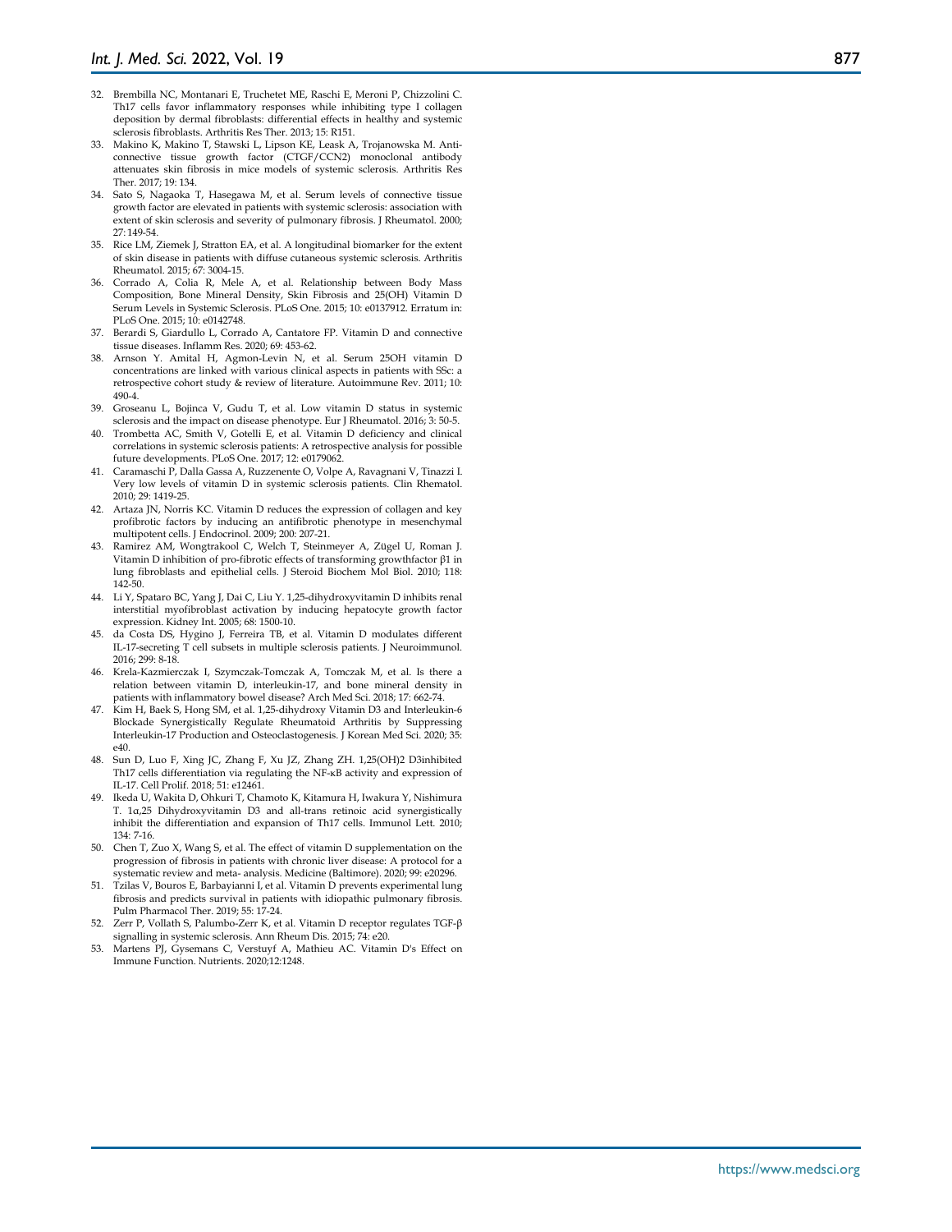32. Brembilla NC, Montanari E, Truchetet ME, Raschi E, Meroni P, Chizzolini C. Th17 cells favor inflammatory responses while inhibiting type I collagen deposition by dermal fibroblasts: differential effects in healthy and systemic sclerosis fibroblasts. Arthritis Res Ther. 2013; 15: R151.
33. Makino K, Makino T, Stawski L, Lipson KE, Leask A, Trojanowska M. Anti-connective tissue growth factor (CTGF/CCN2) monoclonal antibody attenuates skin fibrosis in mice models of systemic sclerosis. Arthritis Res Ther. 2017; 19: 134.
34. Sato S, Nagaoka T, Hasegawa M, et al. Serum levels of connective tissue growth factor are elevated in patients with systemic sclerosis: association with extent of skin sclerosis and severity of pulmonary fibrosis. J Rheumatol. 2000; 27: 149-54.
35. Rice LM, Ziemek J, Stratton EA, et al. A longitudinal biomarker for the extent of skin disease in patients with diffuse cutaneous systemic sclerosis. Arthritis Rheumatol. 2015; 67: 3004-15.
36. Corrado A, Colia R, Mele A, et al. Relationship between Body Mass Composition, Bone Mineral Density, Skin Fibrosis and 25(OH) Vitamin D Serum Levels in Systemic Sclerosis. PLoS One. 2015; 10: e0137912. Erratum in: PLoS One. 2015; 10: e0142748.
37. Berardi S, Giardullo L, Corrado A, Cantatore FP. Vitamin D and connective tissue diseases. Inflamm Res. 2020; 69: 453-62.
38. Arnson Y. Amital H, Agmon-Levin N, et al. Serum 25OH vitamin D concentrations are linked with various clinical aspects in patients with SSc: a retrospective cohort study & review of literature. Autoimmune Rev. 2011; 10: 490-4.
39. Groseanu L, Bojinca V, Gudu T, et al. Low vitamin D status in systemic sclerosis and the impact on disease phenotype. Eur J Rheumatol. 2016; 3: 50-5.
40. Trombetta AC, Smith V, Gotelli E, et al. Vitamin D deficiency and clinical correlations in systemic sclerosis patients: A retrospective analysis for possible future developments. PLoS One. 2017; 12: e0179062.
41. Caramaschi P, Dalla Gassa A, Ruzzenente O, Volpe A, Ravagnani V, Tinazzi I. Very low levels of vitamin D in systemic sclerosis patients. Clin Rhematol. 2010; 29: 1419-25.
42. Artaza JN, Norris KC. Vitamin D reduces the expression of collagen and key profibrotic factors by inducing an antifibrotic phenotype in mesenchymal multipotent cells. J Endocrinol. 2009; 200: 207-21.
43. Ramirez AM, Wongtrakool C, Welch T, Steinmeyer A, Zügel U, Roman J. Vitamin D inhibition of pro-fibrotic effects of transforming growthfactor β1 in lung fibroblasts and epithelial cells. J Steroid Biochem Mol Biol. 2010; 118: 142-50.
44. Li Y, Spataro BC, Yang J, Dai C, Liu Y. 1,25-dihydroxyvitamin D inhibits renal interstitial myofibroblast activation by inducing hepatocyte growth factor expression. Kidney Int. 2005; 68: 1500-10.
45. da Costa DS, Hygino J, Ferreira TB, et al. Vitamin D modulates different IL-17-secreting T cell subsets in multiple sclerosis patients. J Neuroimmunol. 2016; 299: 8-18.
46. Krela-Kazmierczak I, Szymczak-Tomczak A, Tomczak M, et al. Is there a relation between vitamin D, interleukin-17, and bone mineral density in patients with inflammatory bowel disease? Arch Med Sci. 2018; 17: 662-74.
47. Kim H, Baek S, Hong SM, et al. 1,25-dihydroxy Vitamin D3 and Interleukin-6 Blockade Synergistically Regulate Rheumatoid Arthritis by Suppressing Interleukin-17 Production and Osteoclastogenesis. J Korean Med Sci. 2020; 35: e40.
48. Sun D, Luo F, Xing JC, Zhang F, Xu JZ, Zhang ZH. 1,25(OH)2 D3inhibited Th17 cells differentiation via regulating the NF-κB activity and expression of IL-17. Cell Prolif. 2018; 51: e12461.
49. Ikeda U, Wakita D, Ohkuri T, Chamoto K, Kitamura H, Iwakura Y, Nishimura T. 1α,25 Dihydroxyvitamin D3 and all-trans retinoic acid synergistically inhibit the differentiation and expansion of Th17 cells. Immunol Lett. 2010; 134: 7-16.
50. Chen T, Zuo X, Wang S, et al. The effect of vitamin D supplementation on the progression of fibrosis in patients with chronic liver disease: A protocol for a systematic review and meta- analysis. Medicine (Baltimore). 2020; 99: e20296.
51. Tzilas V, Bouros E, Barbayianni I, et al. Vitamin D prevents experimental lung fibrosis and predicts survival in patients with idiopathic pulmonary fibrosis. Pulm Pharmacol Ther. 2019; 55: 17-24.
52. Zerr P, Vollath S, Palumbo-Zerr K, et al. Vitamin D receptor regulates TGF-β signalling in systemic sclerosis. Ann Rheum Dis. 2015; 74: e20.
53. Martens PJ, Gysemans C, Verstuyf A, Mathieu AC. Vitamin D's Effect on Immune Function. Nutrients. 2020;12:1248.